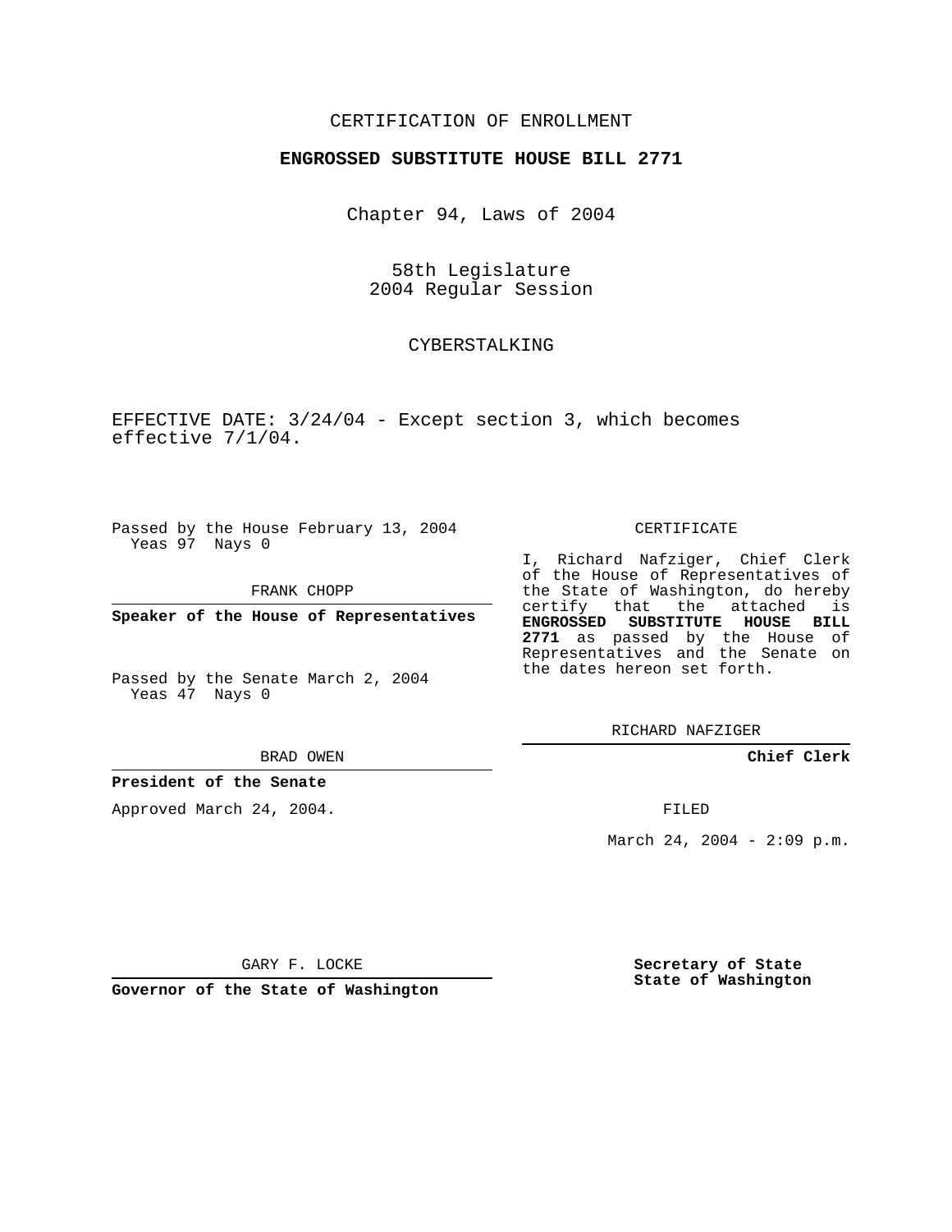CERTIFICATION OF ENROLLMENT

**ENGROSSED SUBSTITUTE HOUSE BILL 2771**

Chapter 94, Laws of 2004

58th Legislature
2004 Regular Session

CYBERSTALKING

EFFECTIVE DATE: 3/24/04 - Except section 3, which becomes effective 7/1/04.

Passed by the House February 13, 2004
Yeas 97 Nays 0

FRANK CHOPP

**Speaker of the House of Representatives**

Passed by the Senate March 2, 2004
Yeas 47 Nays 0

BRAD OWEN

**President of the Senate**

Approved March 24, 2004.

GARY F. LOCKE

**Governor of the State of Washington**

CERTIFICATE

I, Richard Nafziger, Chief Clerk of the House of Representatives of the State of Washington, do hereby certify that the attached is **ENGROSSED SUBSTITUTE HOUSE BILL 2771** as passed by the House of Representatives and the Senate on the dates hereon set forth.

RICHARD NAFZIGER

**Chief Clerk**

FILED

March 24, 2004 - 2:09 p.m.

**Secretary of State**
**State of Washington**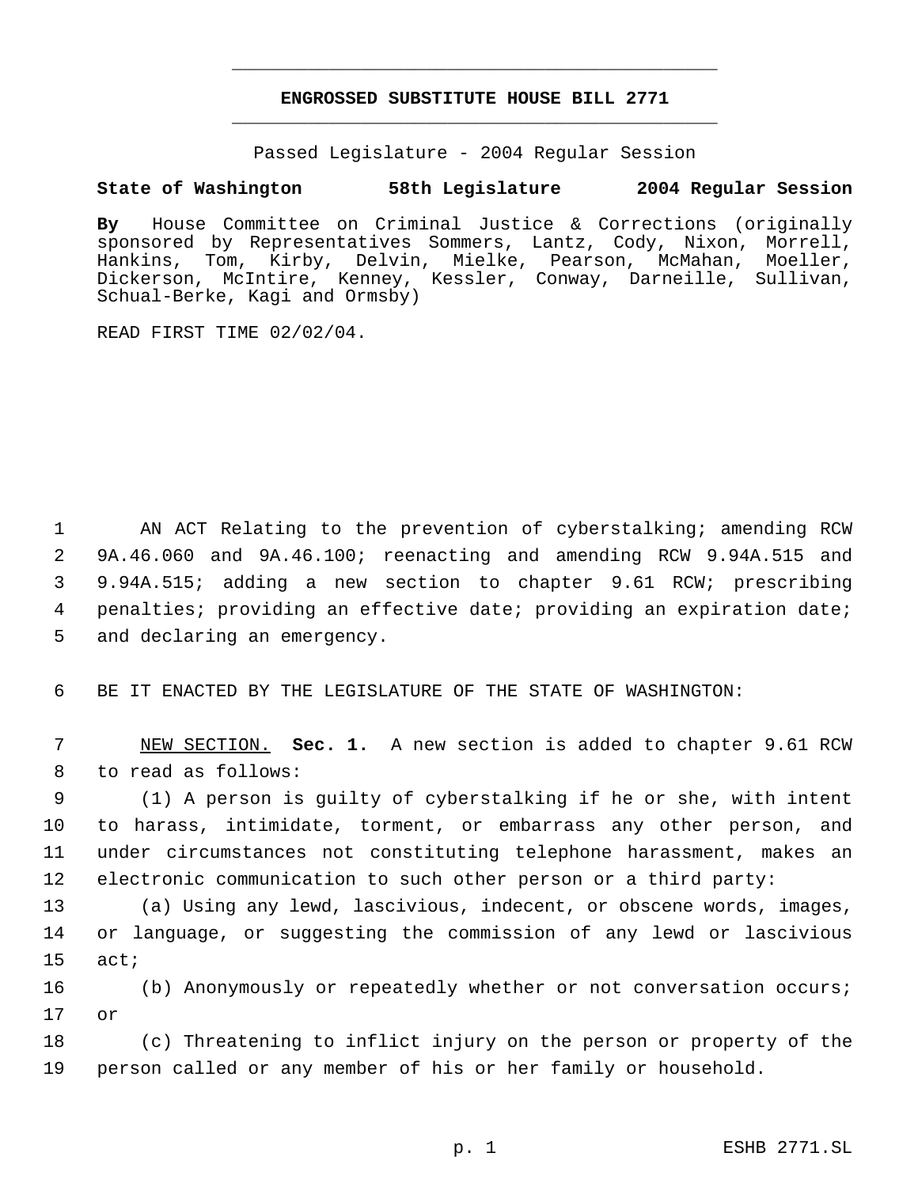# ENGROSSED SUBSTITUTE HOUSE BILL 2771

Passed Legislature - 2004 Regular Session

**State of Washington 58th Legislature 2004 Regular Session**

**By** House Committee on Criminal Justice & Corrections (originally sponsored by Representatives Sommers, Lantz, Cody, Nixon, Morrell, Hankins, Tom, Kirby, Delvin, Mielke, Pearson, McMahan, Moeller, Dickerson, McIntire, Kenney, Kessler, Conway, Darneille, Sullivan, Schual-Berke, Kagi and Ormsby)

READ FIRST TIME 02/02/04.

AN ACT Relating to the prevention of cyberstalking; amending RCW 9A.46.060 and 9A.46.100; reenacting and amending RCW 9.94A.515 and 9.94A.515; adding a new section to chapter 9.61 RCW; prescribing penalties; providing an effective date; providing an expiration date; and declaring an emergency.

BE IT ENACTED BY THE LEGISLATURE OF THE STATE OF WASHINGTON:

NEW SECTION. **Sec. 1.** A new section is added to chapter 9.61 RCW to read as follows:

(1) A person is guilty of cyberstalking if he or she, with intent to harass, intimidate, torment, or embarrass any other person, and under circumstances not constituting telephone harassment, makes an electronic communication to such other person or a third party:

(a) Using any lewd, lascivious, indecent, or obscene words, images, or language, or suggesting the commission of any lewd or lascivious act;

(b) Anonymously or repeatedly whether or not conversation occurs; or

(c) Threatening to inflict injury on the person or property of the person called or any member of his or her family or household.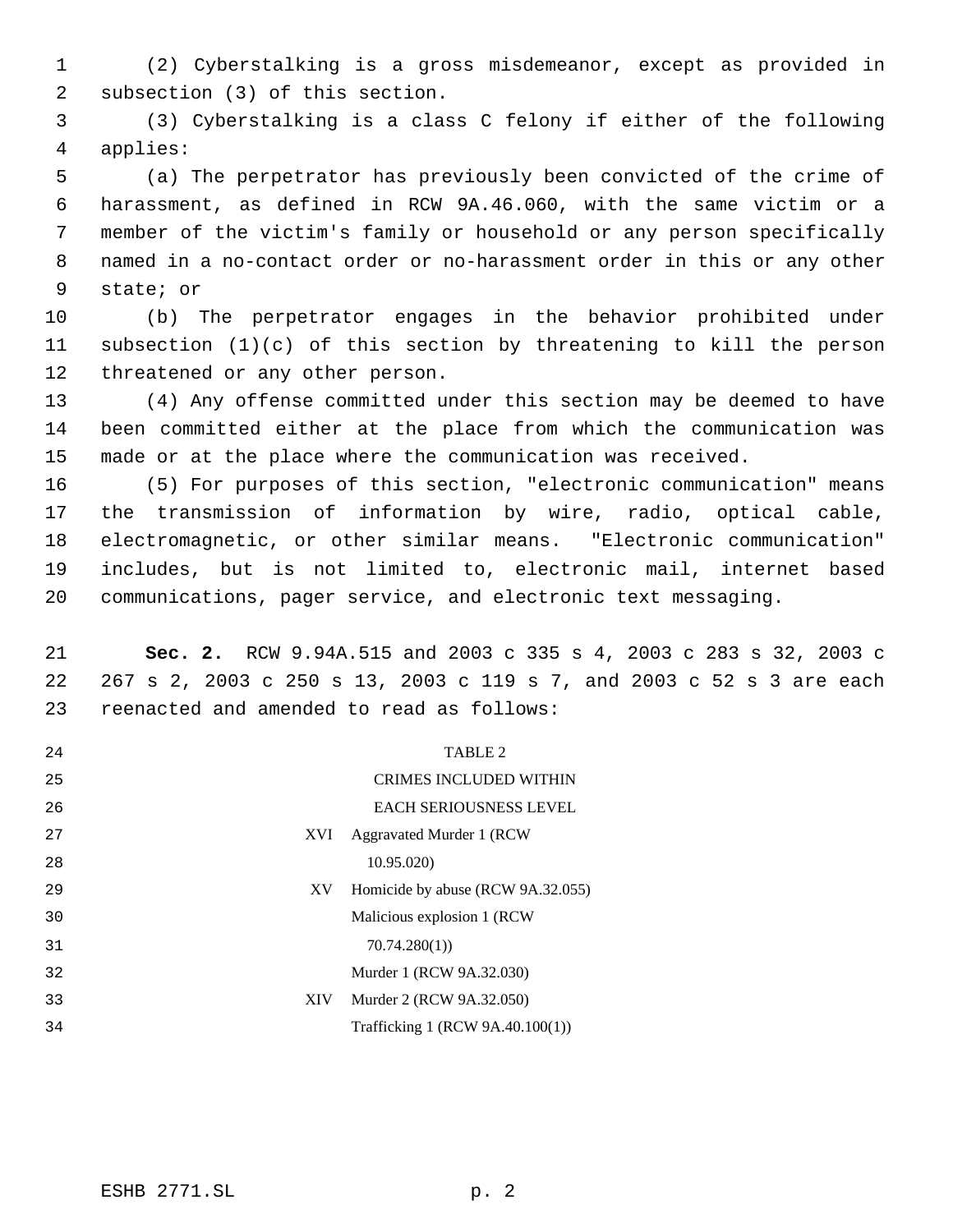(2) Cyberstalking is a gross misdemeanor, except as provided in subsection (3) of this section.

(3) Cyberstalking is a class C felony if either of the following applies:

(a) The perpetrator has previously been convicted of the crime of harassment, as defined in RCW 9A.46.060, with the same victim or a member of the victim's family or household or any person specifically named in a no-contact order or no-harassment order in this or any other state; or

(b) The perpetrator engages in the behavior prohibited under subsection (1)(c) of this section by threatening to kill the person threatened or any other person.

(4) Any offense committed under this section may be deemed to have been committed either at the place from which the communication was made or at the place where the communication was received.

(5) For purposes of this section, "electronic communication" means the transmission of information by wire, radio, optical cable, electromagnetic, or other similar means. "Electronic communication" includes, but is not limited to, electronic mail, internet based communications, pager service, and electronic text messaging.

**Sec. 2.** RCW 9.94A.515 and 2003 c 335 s 4, 2003 c 283 s 32, 2003 c 267 s 2, 2003 c 250 s 13, 2003 c 119 s 7, and 2003 c 52 s 3 are each reenacted and amended to read as follows:

TABLE 2

CRIMES INCLUDED WITHIN EACH SERIOUSNESS LEVEL

| | |
|---|---|
| XVI | Aggravated Murder 1 (RCW 10.95.020) |
| XV | Homicide by abuse (RCW 9A.32.055) |
| | Malicious explosion 1 (RCW 70.74.280(1)) |
| | Murder 1 (RCW 9A.32.030) |
| XIV | Murder 2 (RCW 9A.32.050) |
| | Trafficking 1 (RCW 9A.40.100(1)) |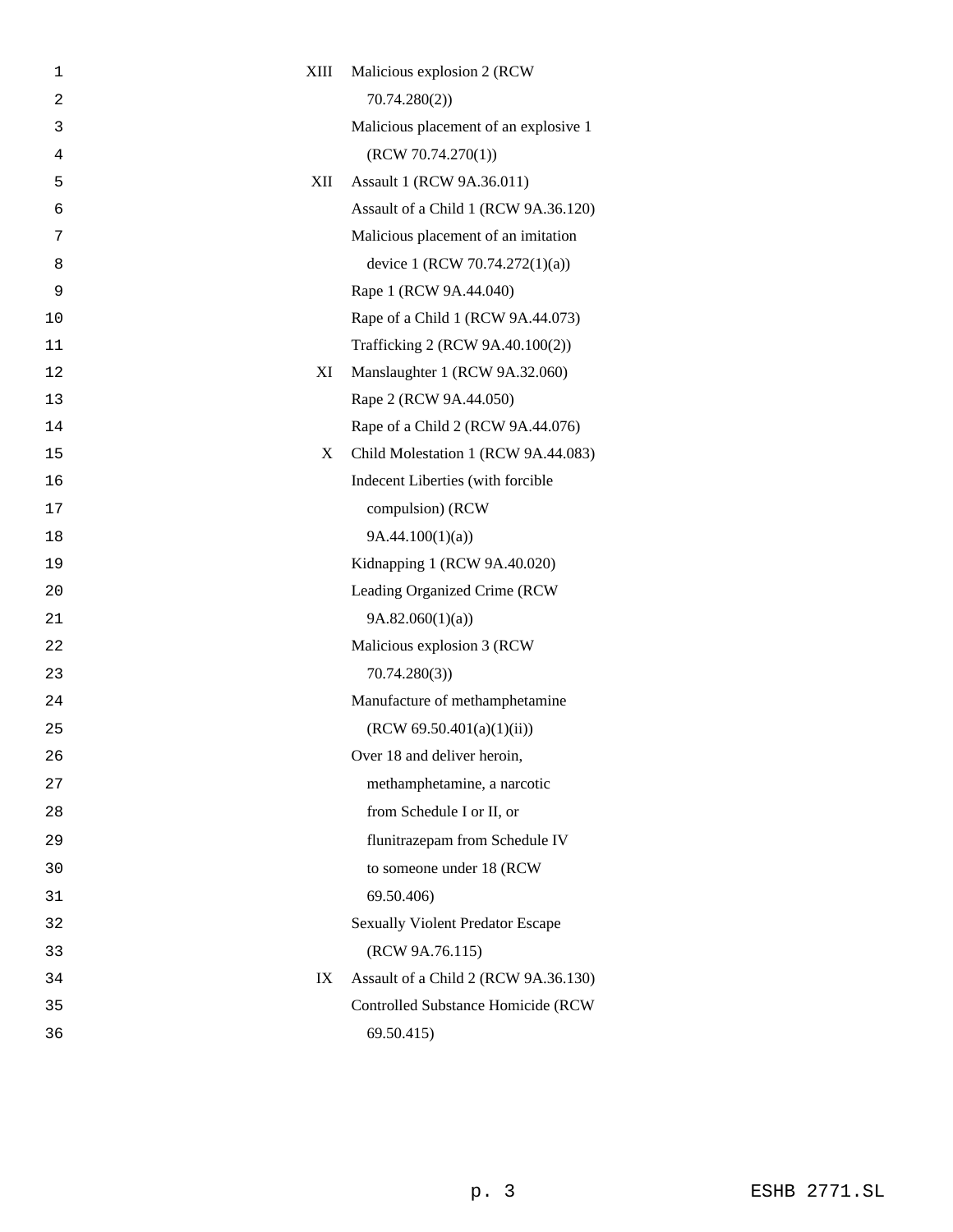| | |
|---|---|
| XIII | Malicious explosion 2 (RCW 70.74.280(2)) |
| | Malicious placement of an explosive 1 (RCW 70.74.270(1)) |
| XII | Assault 1 (RCW 9A.36.011) |
| | Assault of a Child 1 (RCW 9A.36.120) |
| | Malicious placement of an imitation device 1 (RCW 70.74.272(1)(a)) |
| | Rape 1 (RCW 9A.44.040) |
| | Rape of a Child 1 (RCW 9A.44.073) |
| | Trafficking 2 (RCW 9A.40.100(2)) |
| XI | Manslaughter 1 (RCW 9A.32.060) |
| | Rape 2 (RCW 9A.44.050) |
| | Rape of a Child 2 (RCW 9A.44.076) |
| X | Child Molestation 1 (RCW 9A.44.083) |
| | Indecent Liberties (with forcible compulsion) (RCW 9A.44.100(1)(a)) |
| | Kidnapping 1 (RCW 9A.40.020) |
| | Leading Organized Crime (RCW 9A.82.060(1)(a)) |
| | Malicious explosion 3 (RCW 70.74.280(3)) |
| | Manufacture of methamphetamine (RCW 69.50.401(a)(1)(ii)) |
| | Over 18 and deliver heroin, methamphetamine, a narcotic from Schedule I or II, or flunitrazepam from Schedule IV to someone under 18 (RCW 69.50.406) |
| | Sexually Violent Predator Escape (RCW 9A.76.115) |
| IX | Assault of a Child 2 (RCW 9A.36.130) |
| | Controlled Substance Homicide (RCW 69.50.415) |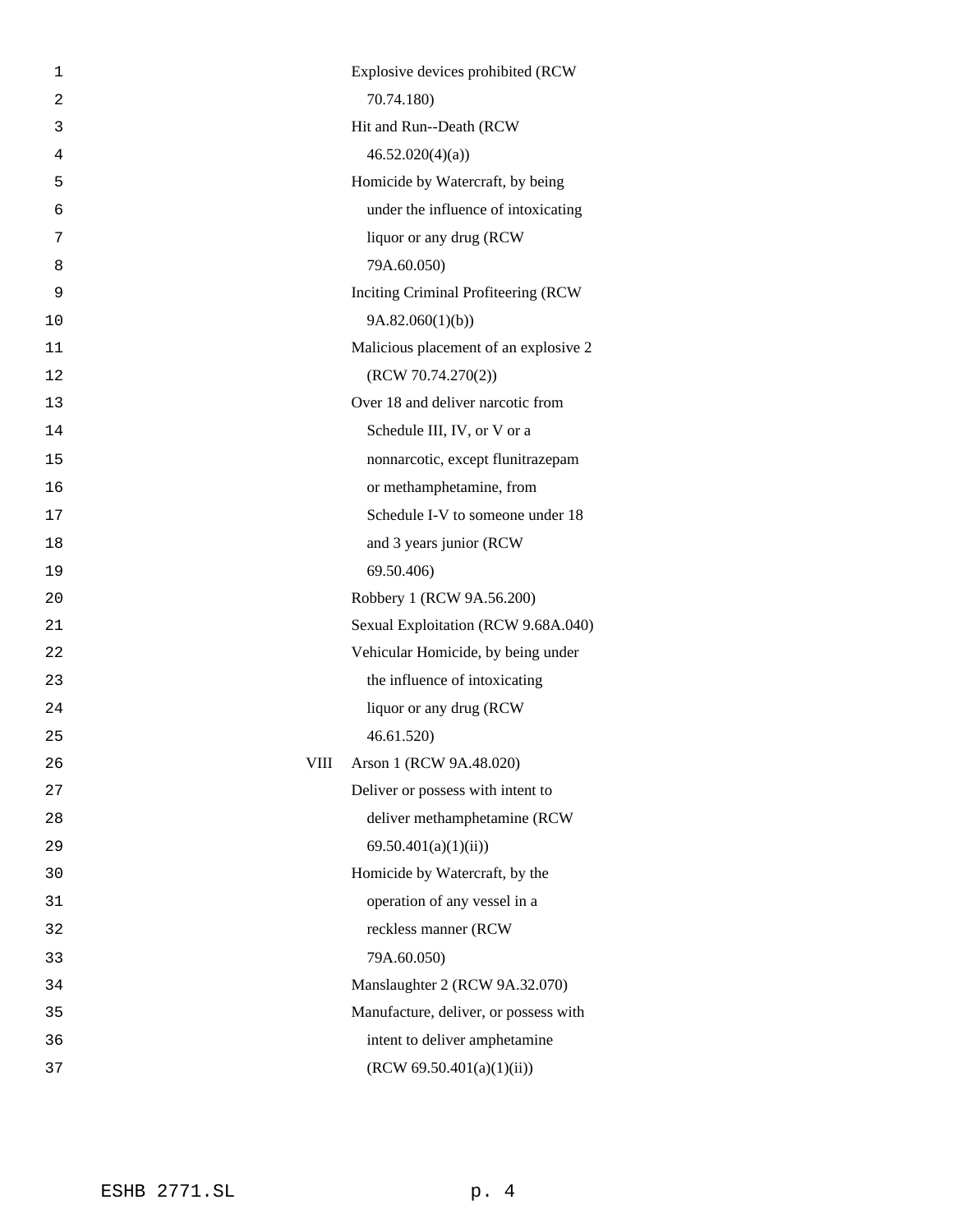| | |
|---|---|
| | Explosive devices prohibited (RCW 70.74.180) |
| | Hit and Run--Death (RCW 46.52.020(4)(a)) |
| | Homicide by Watercraft, by being under the influence of intoxicating liquor or any drug (RCW 79A.60.050) |
| | Inciting Criminal Profiteering (RCW 9A.82.060(1)(b)) |
| | Malicious placement of an explosive 2 (RCW 70.74.270(2)) |
| | Over 18 and deliver narcotic from Schedule III, IV, or V or a nonnarcotic, except flunitrazepam or methamphetamine, from Schedule I-V to someone under 18 and 3 years junior (RCW 69.50.406) |
| | Robbery 1 (RCW 9A.56.200) |
| | Sexual Exploitation (RCW 9.68A.040) |
| | Vehicular Homicide, by being under the influence of intoxicating liquor or any drug (RCW 46.61.520) |
| VIII | Arson 1 (RCW 9A.48.020) |
| | Deliver or possess with intent to deliver methamphetamine (RCW 69.50.401(a)(1)(ii)) |
| | Homicide by Watercraft, by the operation of any vessel in a reckless manner (RCW 79A.60.050) |
| | Manslaughter 2 (RCW 9A.32.070) |
| | Manufacture, deliver, or possess with intent to deliver amphetamine (RCW 69.50.401(a)(1)(ii)) |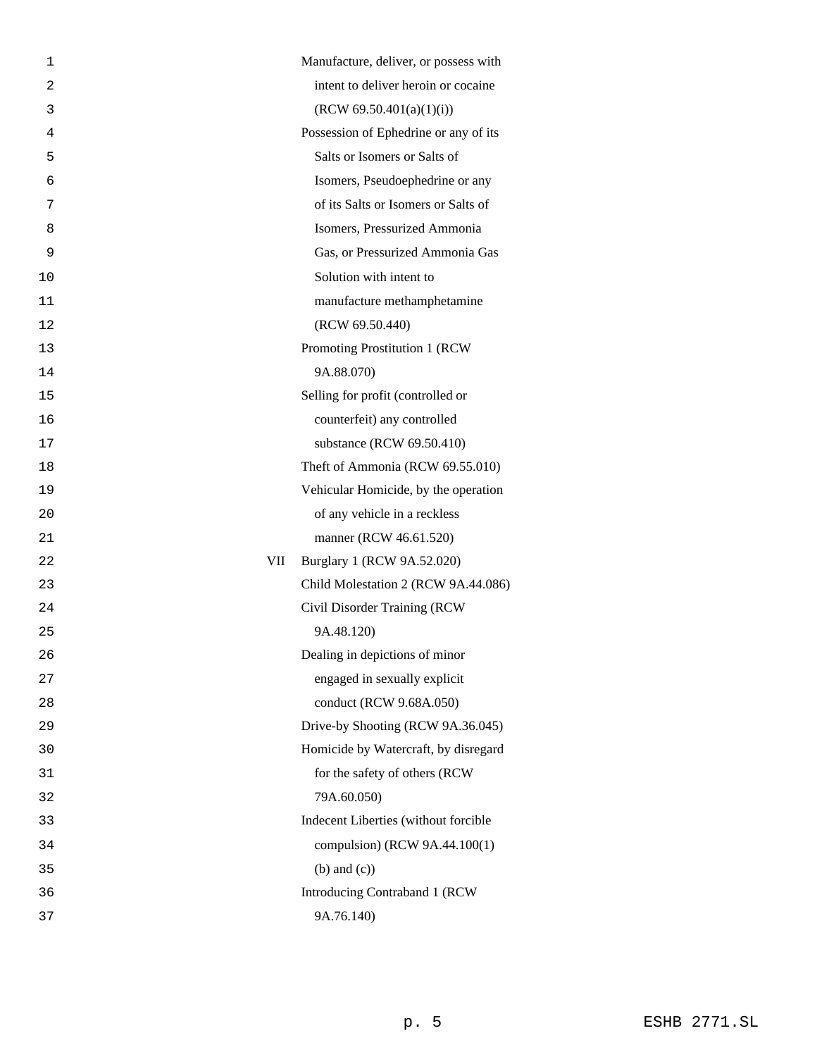| | |
|---|---|
| | Manufacture, deliver, or possess with intent to deliver heroin or cocaine (RCW 69.50.401(a)(1)(i)) |
| | Possession of Ephedrine or any of its Salts or Isomers or Salts of Isomers, Pseudoephedrine or any of its Salts or Isomers or Salts of Isomers, Pressurized Ammonia Gas, or Pressurized Ammonia Gas Solution with intent to manufacture methamphetamine (RCW 69.50.440) |
| | Promoting Prostitution 1 (RCW 9A.88.070) |
| | Selling for profit (controlled or counterfeit) any controlled substance (RCW 69.50.410) |
| | Theft of Ammonia (RCW 69.55.010) |
| | Vehicular Homicide, by the operation of any vehicle in a reckless manner (RCW 46.61.520) |
| VII | Burglary 1 (RCW 9A.52.020) |
| | Child Molestation 2 (RCW 9A.44.086) |
| | Civil Disorder Training (RCW 9A.48.120) |
| | Dealing in depictions of minor engaged in sexually explicit conduct (RCW 9.68A.050) |
| | Drive-by Shooting (RCW 9A.36.045) |
| | Homicide by Watercraft, by disregard for the safety of others (RCW 79A.60.050) |
| | Indecent Liberties (without forcible compulsion) (RCW 9A.44.100(1) (b) and (c)) |
| | Introducing Contraband 1 (RCW 9A.76.140) |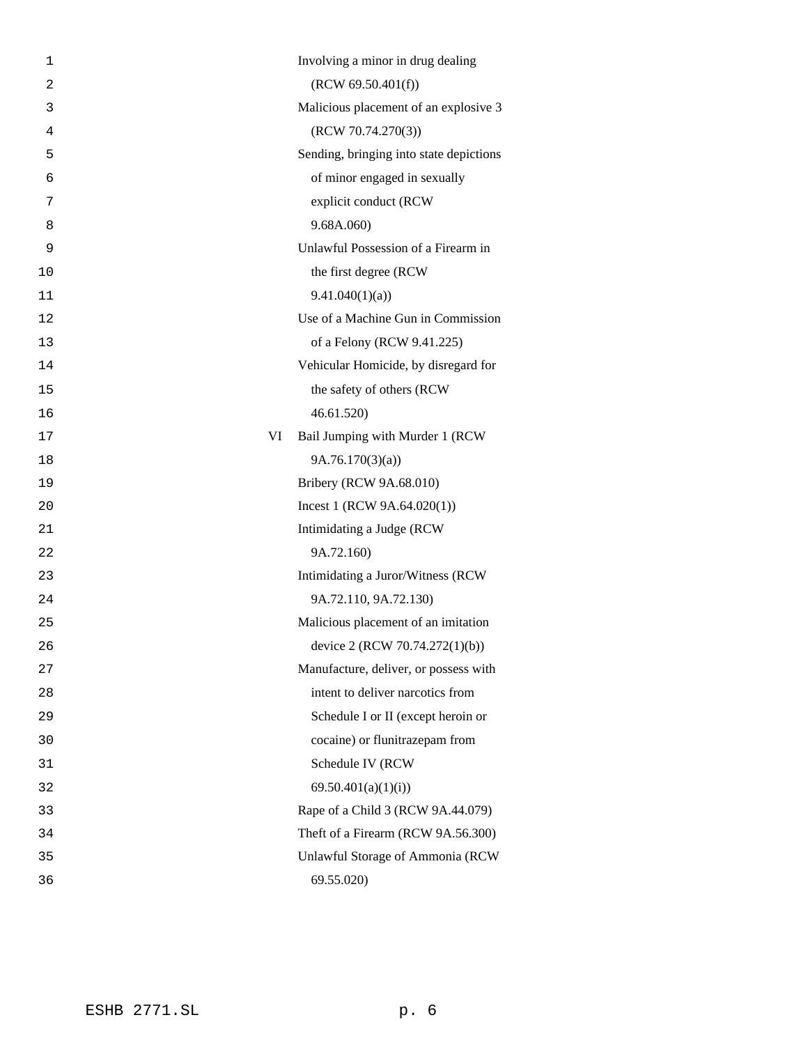| | |
|---|---|
| | Involving a minor in drug dealing (RCW 69.50.401(f)) |
| | Malicious placement of an explosive 3 (RCW 70.74.270(3)) |
| | Sending, bringing into state depictions of minor engaged in sexually explicit conduct (RCW 9.68A.060) |
| | Unlawful Possession of a Firearm in the first degree (RCW 9.41.040(1)(a)) |
| | Use of a Machine Gun in Commission of a Felony (RCW 9.41.225) |
| | Vehicular Homicide, by disregard for the safety of others (RCW 46.61.520) |
| VI | Bail Jumping with Murder 1 (RCW 9A.76.170(3)(a)) |
| | Bribery (RCW 9A.68.010) |
| | Incest 1 (RCW 9A.64.020(1)) |
| | Intimidating a Judge (RCW 9A.72.160) |
| | Intimidating a Juror/Witness (RCW 9A.72.110, 9A.72.130) |
| | Malicious placement of an imitation device 2 (RCW 70.74.272(1)(b)) |
| | Manufacture, deliver, or possess with intent to deliver narcotics from Schedule I or II (except heroin or cocaine) or flunitrazepam from Schedule IV (RCW 69.50.401(a)(1)(i)) |
| | Rape of a Child 3 (RCW 9A.44.079) |
| | Theft of a Firearm (RCW 9A.56.300) |
| | Unlawful Storage of Ammonia (RCW 69.55.020) |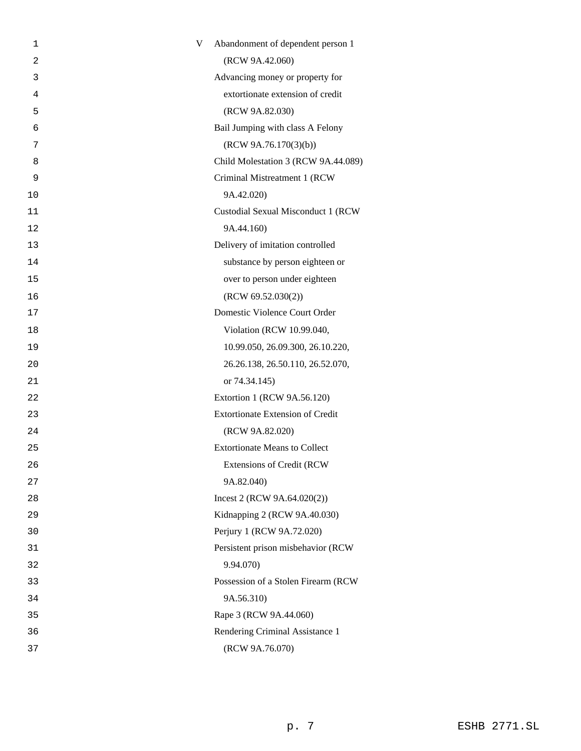| | |
|---|---|
| V | Abandonment of dependent person 1 (RCW 9A.42.060) |
| | Advancing money or property for extortionate extension of credit (RCW 9A.82.030) |
| | Bail Jumping with class A Felony (RCW 9A.76.170(3)(b)) |
| | Child Molestation 3 (RCW 9A.44.089) |
| | Criminal Mistreatment 1 (RCW 9A.42.020) |
| | Custodial Sexual Misconduct 1 (RCW 9A.44.160) |
| | Delivery of imitation controlled substance by person eighteen or over to person under eighteen (RCW 69.52.030(2)) |
| | Domestic Violence Court Order Violation (RCW 10.99.040, 10.99.050, 26.09.300, 26.10.220, 26.26.138, 26.50.110, 26.52.070, or 74.34.145) |
| | Extortion 1 (RCW 9A.56.120) |
| | Extortionate Extension of Credit (RCW 9A.82.020) |
| | Extortionate Means to Collect Extensions of Credit (RCW 9A.82.040) |
| | Incest 2 (RCW 9A.64.020(2)) |
| | Kidnapping 2 (RCW 9A.40.030) |
| | Perjury 1 (RCW 9A.72.020) |
| | Persistent prison misbehavior (RCW 9.94.070) |
| | Possession of a Stolen Firearm (RCW 9A.56.310) |
| | Rape 3 (RCW 9A.44.060) |
| | Rendering Criminal Assistance 1 (RCW 9A.76.070) |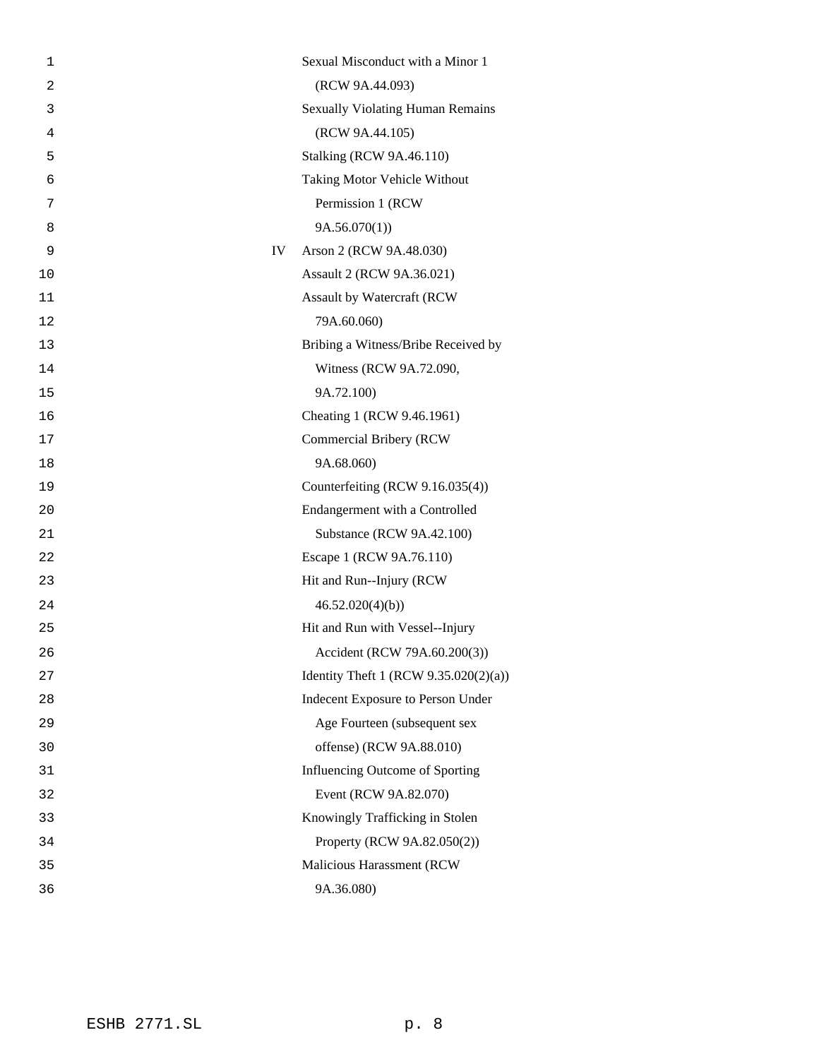| | |
|---|---|
| | Sexual Misconduct with a Minor 1 (RCW 9A.44.093) |
| | Sexually Violating Human Remains (RCW 9A.44.105) |
| | Stalking (RCW 9A.46.110) |
| | Taking Motor Vehicle Without Permission 1 (RCW 9A.56.070(1)) |
| IV | Arson 2 (RCW 9A.48.030) |
| | Assault 2 (RCW 9A.36.021) |
| | Assault by Watercraft (RCW 79A.60.060) |
| | Bribing a Witness/Bribe Received by Witness (RCW 9A.72.090, 9A.72.100) |
| | Cheating 1 (RCW 9.46.1961) |
| | Commercial Bribery (RCW 9A.68.060) |
| | Counterfeiting (RCW 9.16.035(4)) |
| | Endangerment with a Controlled Substance (RCW 9A.42.100) |
| | Escape 1 (RCW 9A.76.110) |
| | Hit and Run--Injury (RCW 46.52.020(4)(b)) |
| | Hit and Run with Vessel--Injury Accident (RCW 79A.60.200(3)) |
| | Identity Theft 1 (RCW 9.35.020(2)(a)) |
| | Indecent Exposure to Person Under Age Fourteen (subsequent sex offense) (RCW 9A.88.010) |
| | Influencing Outcome of Sporting Event (RCW 9A.82.070) |
| | Knowingly Trafficking in Stolen Property (RCW 9A.82.050(2)) |
| | Malicious Harassment (RCW 9A.36.080) |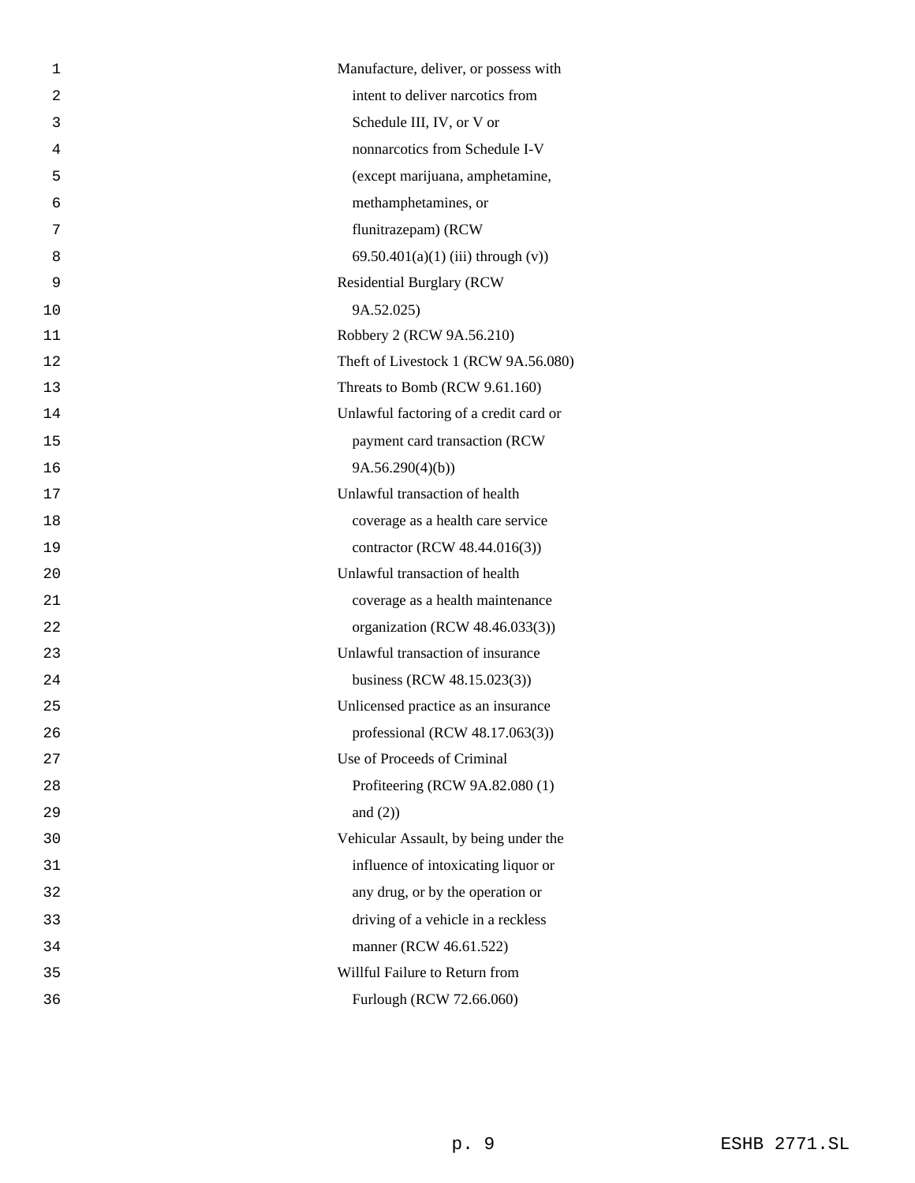Manufacture, deliver, or possess with intent to deliver narcotics from Schedule III, IV, or V or nonnarcotics from Schedule I-V (except marijuana, amphetamine, methamphetamines, or flunitrazepam) (RCW 69.50.401(a)(1) (iii) through (v))

Residential Burglary (RCW 9A.52.025)

Robbery 2 (RCW 9A.56.210)

Theft of Livestock 1 (RCW 9A.56.080)

Threats to Bomb (RCW 9.61.160)

Unlawful factoring of a credit card or payment card transaction (RCW 9A.56.290(4)(b))

Unlawful transaction of health coverage as a health care service contractor (RCW 48.44.016(3))

Unlawful transaction of health coverage as a health maintenance organization (RCW 48.46.033(3))

Unlawful transaction of insurance business (RCW 48.15.023(3))

Unlicensed practice as an insurance professional (RCW 48.17.063(3))

Use of Proceeds of Criminal Profiteering (RCW 9A.82.080 (1) and (2))

Vehicular Assault, by being under the influence of intoxicating liquor or any drug, or by the operation or driving of a vehicle in a reckless manner (RCW 46.61.522)

Willful Failure to Return from Furlough (RCW 72.66.060)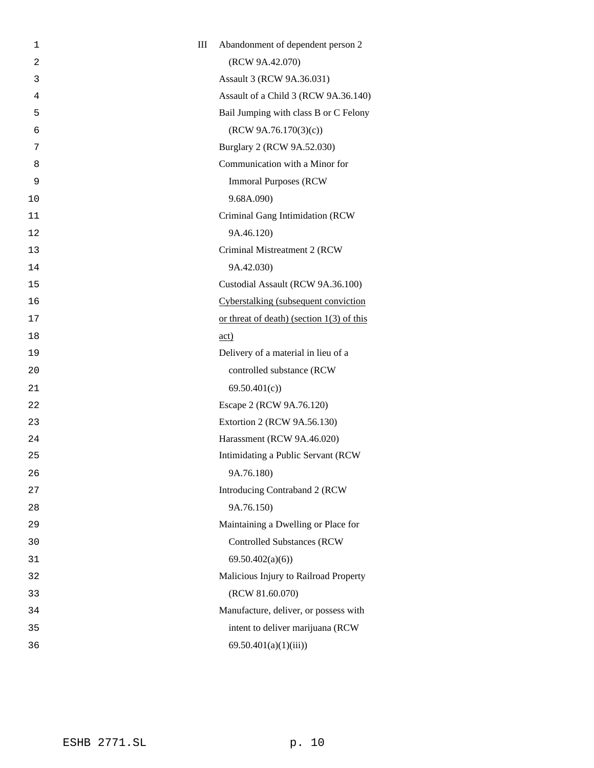III Abandonment of dependent person 2 (RCW 9A.42.070)

Assault 3 (RCW 9A.36.031)

Assault of a Child 3 (RCW 9A.36.140)

Bail Jumping with class B or C Felony (RCW 9A.76.170(3)(c))

Burglary 2 (RCW 9A.52.030)

Communication with a Minor for Immoral Purposes (RCW 9.68A.090)

Criminal Gang Intimidation (RCW 9A.46.120)

Criminal Mistreatment 2 (RCW 9A.42.030)

Custodial Assault (RCW 9A.36.100)

<u>Cyberstalking (subsequent conviction or threat of death) (section 1(3) of this act)</u>

Delivery of a material in lieu of a controlled substance (RCW 69.50.401(c))

Escape 2 (RCW 9A.76.120)

Extortion 2 (RCW 9A.56.130)

Harassment (RCW 9A.46.020)

Intimidating a Public Servant (RCW 9A.76.180)

Introducing Contraband 2 (RCW 9A.76.150)

Maintaining a Dwelling or Place for Controlled Substances (RCW 69.50.402(a)(6))

Malicious Injury to Railroad Property (RCW 81.60.070)

Manufacture, deliver, or possess with intent to deliver marijuana (RCW 69.50.401(a)(1)(iii))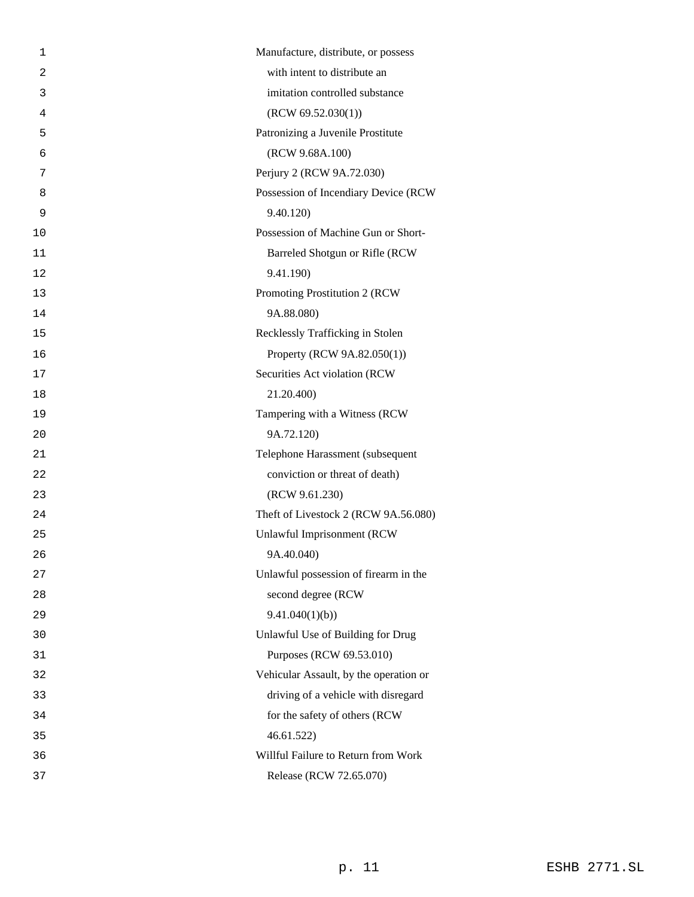Manufacture, distribute, or possess with intent to distribute an imitation controlled substance (RCW 69.52.030(1))

Patronizing a Juvenile Prostitute (RCW 9.68A.100)

Perjury 2 (RCW 9A.72.030)

Possession of Incendiary Device (RCW 9.40.120)

Possession of Machine Gun or Short-Barreled Shotgun or Rifle (RCW 9.41.190)

Promoting Prostitution 2 (RCW 9A.88.080)

Recklessly Trafficking in Stolen Property (RCW 9A.82.050(1))

Securities Act violation (RCW 21.20.400)

Tampering with a Witness (RCW 9A.72.120)

Telephone Harassment (subsequent conviction or threat of death) (RCW 9.61.230)

Theft of Livestock 2 (RCW 9A.56.080)

Unlawful Imprisonment (RCW 9A.40.040)

Unlawful possession of firearm in the second degree (RCW 9.41.040(1)(b))

Unlawful Use of Building for Drug Purposes (RCW 69.53.010)

Vehicular Assault, by the operation or driving of a vehicle with disregard for the safety of others (RCW 46.61.522)

Willful Failure to Return from Work Release (RCW 72.65.070)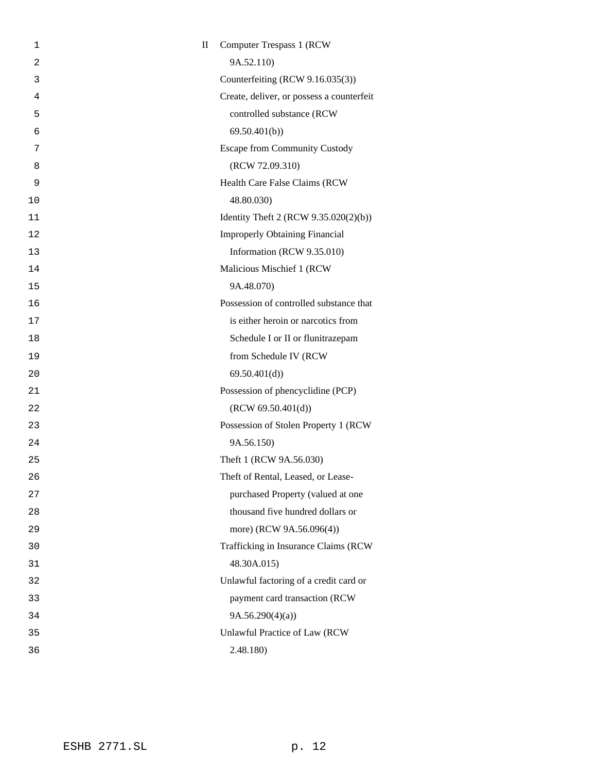| | |
|---|---|
| II | Computer Trespass 1 (RCW 9A.52.110) |
| | Counterfeiting (RCW 9.16.035(3)) |
| | Create, deliver, or possess a counterfeit controlled substance (RCW 69.50.401(b)) |
| | Escape from Community Custody (RCW 72.09.310) |
| | Health Care False Claims (RCW 48.80.030) |
| | Identity Theft 2 (RCW 9.35.020(2)(b)) |
| | Improperly Obtaining Financial Information (RCW 9.35.010) |
| | Malicious Mischief 1 (RCW 9A.48.070) |
| | Possession of controlled substance that is either heroin or narcotics from Schedule I or II or flunitrazepam from Schedule IV (RCW 69.50.401(d)) |
| | Possession of phencyclidine (PCP) (RCW 69.50.401(d)) |
| | Possession of Stolen Property 1 (RCW 9A.56.150) |
| | Theft 1 (RCW 9A.56.030) |
| | Theft of Rental, Leased, or Lease-purchased Property (valued at one thousand five hundred dollars or more) (RCW 9A.56.096(4)) |
| | Trafficking in Insurance Claims (RCW 48.30A.015) |
| | Unlawful factoring of a credit card or payment card transaction (RCW 9A.56.290(4)(a)) |
| | Unlawful Practice of Law (RCW 2.48.180) |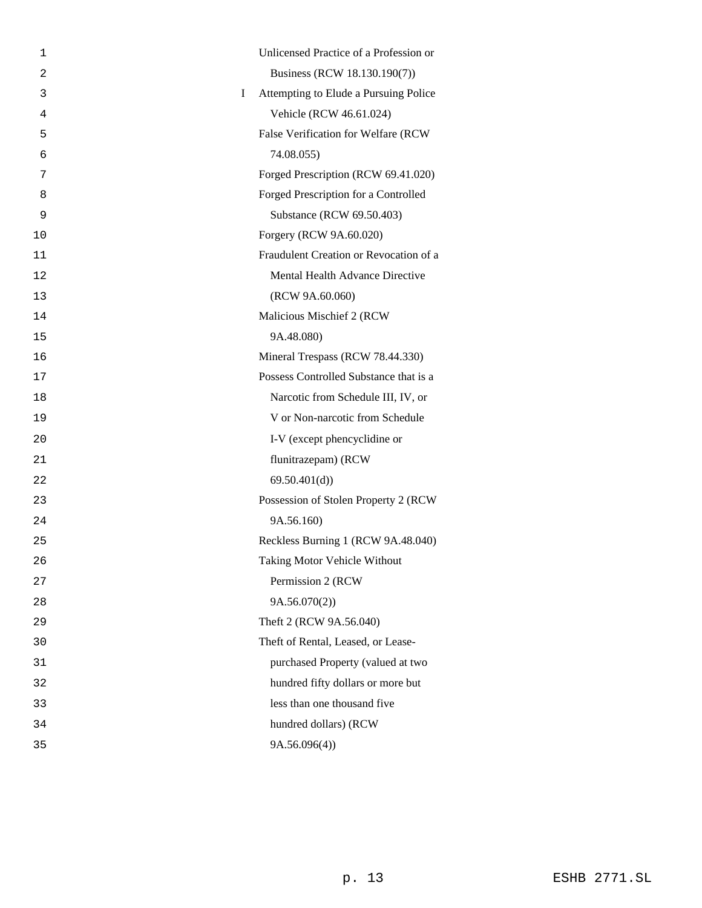| | |
|---|---|
| | Unlicensed Practice of a Profession or Business (RCW 18.130.190(7)) |
| I | Attempting to Elude a Pursuing Police Vehicle (RCW 46.61.024) |
| | False Verification for Welfare (RCW 74.08.055) |
| | Forged Prescription (RCW 69.41.020) |
| | Forged Prescription for a Controlled Substance (RCW 69.50.403) |
| | Forgery (RCW 9A.60.020) |
| | Fraudulent Creation or Revocation of a Mental Health Advance Directive (RCW 9A.60.060) |
| | Malicious Mischief 2 (RCW 9A.48.080) |
| | Mineral Trespass (RCW 78.44.330) |
| | Possess Controlled Substance that is a Narcotic from Schedule III, IV, or V or Non-narcotic from Schedule I-V (except phencyclidine or flunitrazepam) (RCW 69.50.401(d)) |
| | Possession of Stolen Property 2 (RCW 9A.56.160) |
| | Reckless Burning 1 (RCW 9A.48.040) |
| | Taking Motor Vehicle Without Permission 2 (RCW 9A.56.070(2)) |
| | Theft 2 (RCW 9A.56.040) |
| | Theft of Rental, Leased, or Lease-purchased Property (valued at two hundred fifty dollars or more but less than one thousand five hundred dollars) (RCW 9A.56.096(4)) |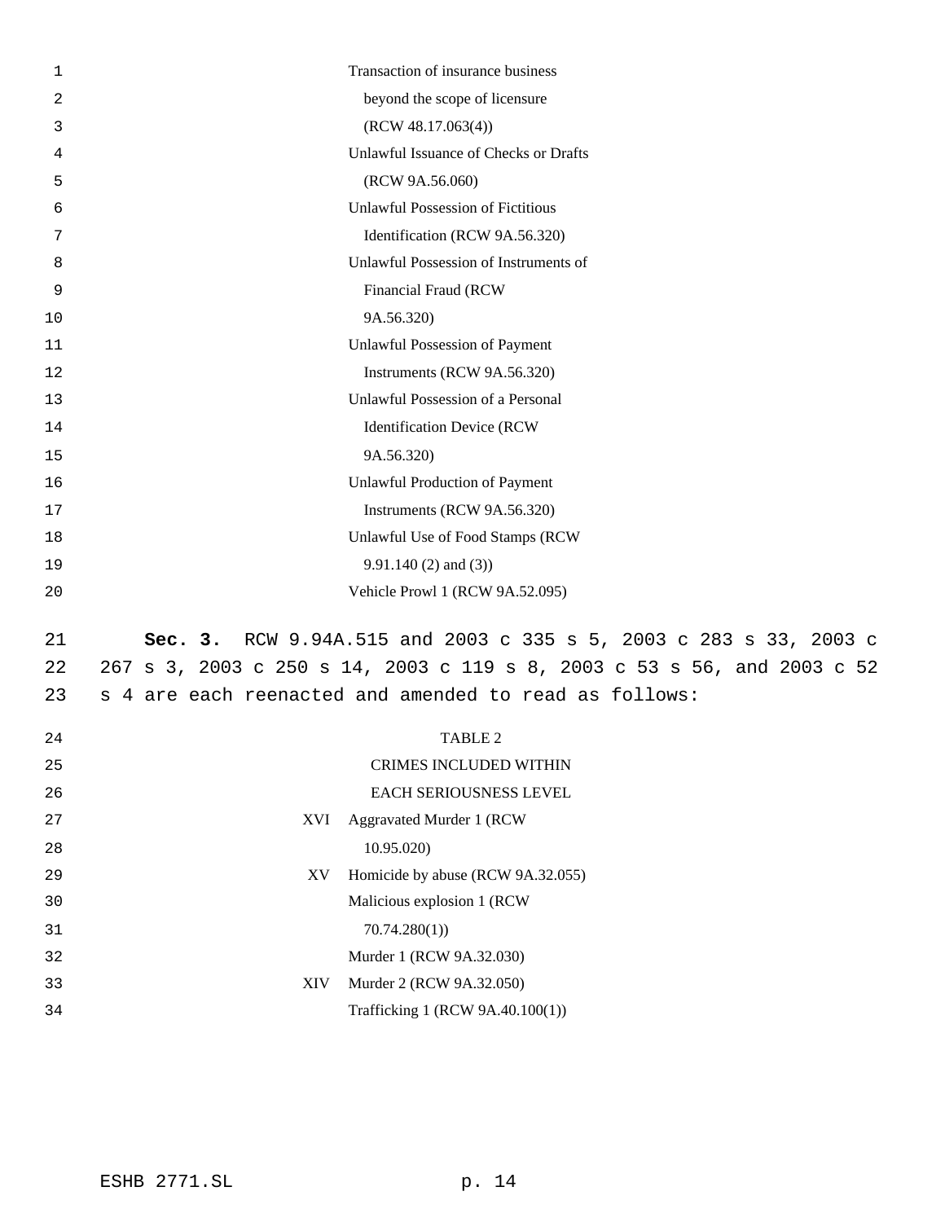Transaction of insurance business beyond the scope of licensure (RCW 48.17.063(4))
Unlawful Issuance of Checks or Drafts (RCW 9A.56.060)
Unlawful Possession of Fictitious Identification (RCW 9A.56.320)
Unlawful Possession of Instruments of Financial Fraud (RCW 9A.56.320)
Unlawful Possession of Payment Instruments (RCW 9A.56.320)
Unlawful Possession of a Personal Identification Device (RCW 9A.56.320)
Unlawful Production of Payment Instruments (RCW 9A.56.320)
Unlawful Use of Food Stamps (RCW 9.91.140 (2) and (3))
Vehicle Prowl 1 (RCW 9A.52.095)

**Sec. 3.** RCW 9.94A.515 and 2003 c 335 s 5, 2003 c 283 s 33, 2003 c 267 s 3, 2003 c 250 s 14, 2003 c 119 s 8, 2003 c 53 s 56, and 2003 c 52 s 4 are each reenacted and amended to read as follows:

TABLE 2

CRIMES INCLUDED WITHIN EACH SERIOUSNESS LEVEL

| | |
|---|---|
| XVI | Aggravated Murder 1 (RCW 10.95.020) |
| XV | Homicide by abuse (RCW 9A.32.055) |
| | Malicious explosion 1 (RCW 70.74.280(1)) |
| | Murder 1 (RCW 9A.32.030) |
| XIV | Murder 2 (RCW 9A.32.050) |
| | Trafficking 1 (RCW 9A.40.100(1)) |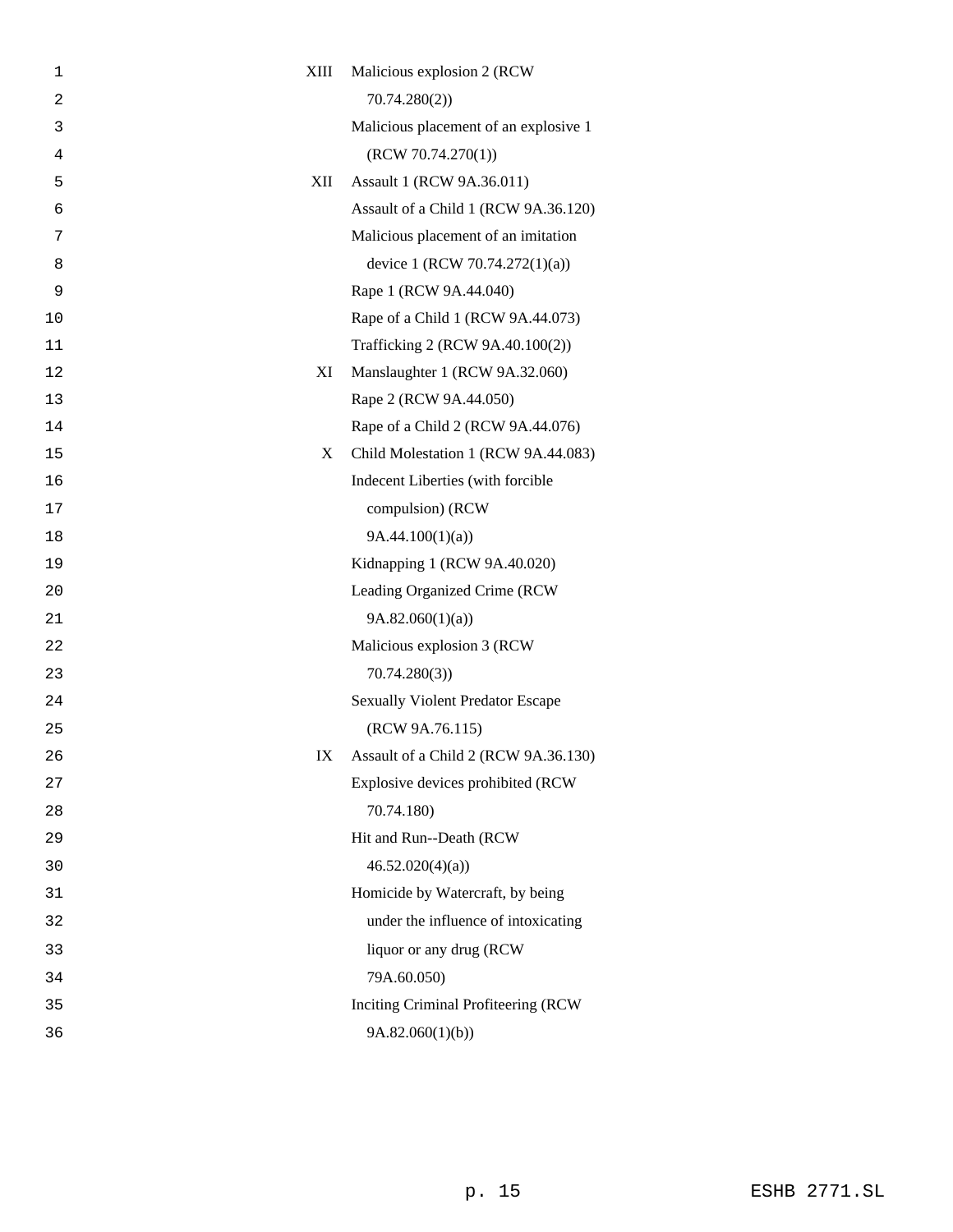| | |
|---|---|
| XIII | Malicious explosion 2 (RCW 70.74.280(2)) |
| | Malicious placement of an explosive 1 (RCW 70.74.270(1)) |
| XII | Assault 1 (RCW 9A.36.011) |
| | Assault of a Child 1 (RCW 9A.36.120) |
| | Malicious placement of an imitation device 1 (RCW 70.74.272(1)(a)) |
| | Rape 1 (RCW 9A.44.040) |
| | Rape of a Child 1 (RCW 9A.44.073) |
| | Trafficking 2 (RCW 9A.40.100(2)) |
| XI | Manslaughter 1 (RCW 9A.32.060) |
| | Rape 2 (RCW 9A.44.050) |
| | Rape of a Child 2 (RCW 9A.44.076) |
| X | Child Molestation 1 (RCW 9A.44.083) |
| | Indecent Liberties (with forcible compulsion) (RCW 9A.44.100(1)(a)) |
| | Kidnapping 1 (RCW 9A.40.020) |
| | Leading Organized Crime (RCW 9A.82.060(1)(a)) |
| | Malicious explosion 3 (RCW 70.74.280(3)) |
| | Sexually Violent Predator Escape (RCW 9A.76.115) |
| IX | Assault of a Child 2 (RCW 9A.36.130) |
| | Explosive devices prohibited (RCW 70.74.180) |
| | Hit and Run--Death (RCW 46.52.020(4)(a)) |
| | Homicide by Watercraft, by being under the influence of intoxicating liquor or any drug (RCW 79A.60.050) |
| | Inciting Criminal Profiteering (RCW 9A.82.060(1)(b)) |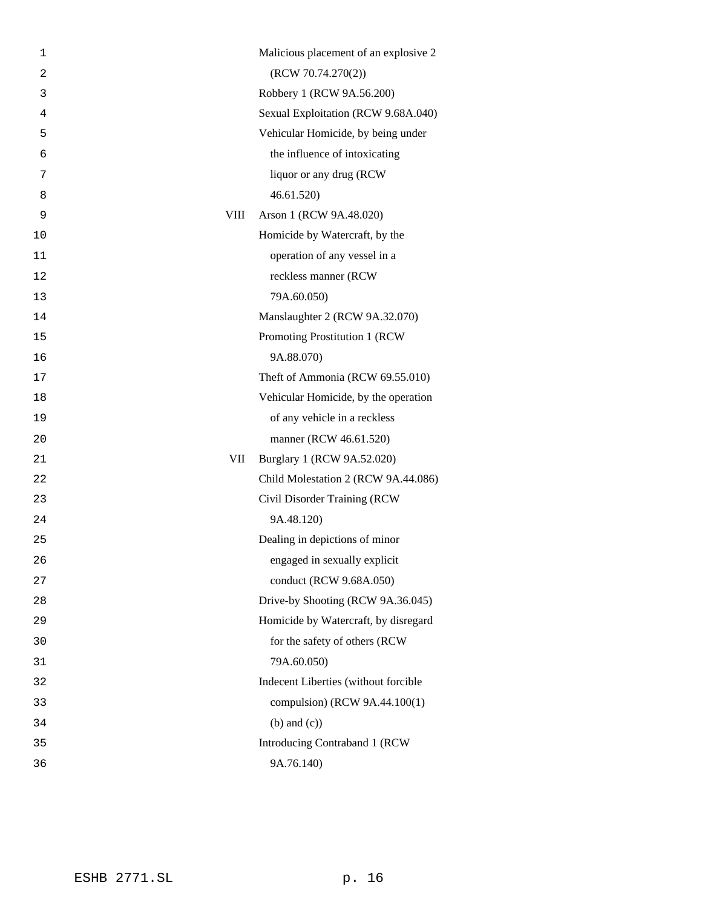| | |
|---|---|
| | Malicious placement of an explosive 2 (RCW 70.74.270(2)) |
| | Robbery 1 (RCW 9A.56.200) |
| | Sexual Exploitation (RCW 9.68A.040) |
| | Vehicular Homicide, by being under the influence of intoxicating liquor or any drug (RCW 46.61.520) |
| VIII | Arson 1 (RCW 9A.48.020) |
| | Homicide by Watercraft, by the operation of any vessel in a reckless manner (RCW 79A.60.050) |
| | Manslaughter 2 (RCW 9A.32.070) |
| | Promoting Prostitution 1 (RCW 9A.88.070) |
| | Theft of Ammonia (RCW 69.55.010) |
| | Vehicular Homicide, by the operation of any vehicle in a reckless manner (RCW 46.61.520) |
| VII | Burglary 1 (RCW 9A.52.020) |
| | Child Molestation 2 (RCW 9A.44.086) |
| | Civil Disorder Training (RCW 9A.48.120) |
| | Dealing in depictions of minor engaged in sexually explicit conduct (RCW 9.68A.050) |
| | Drive-by Shooting (RCW 9A.36.045) |
| | Homicide by Watercraft, by disregard for the safety of others (RCW 79A.60.050) |
| | Indecent Liberties (without forcible compulsion) (RCW 9A.44.100(1) (b) and (c)) |
| | Introducing Contraband 1 (RCW 9A.76.140) |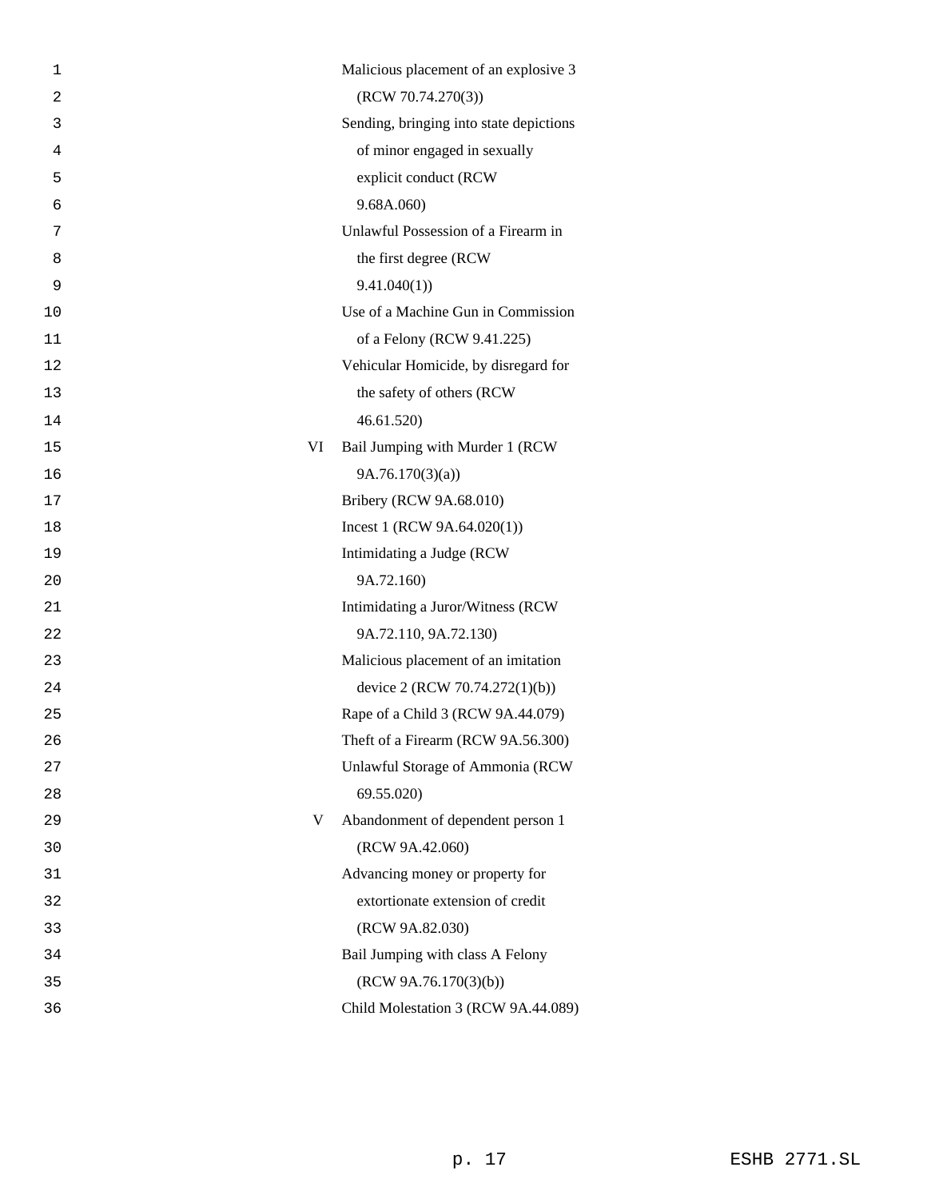| | |
|---|---|
| | Malicious placement of an explosive 3 (RCW 70.74.270(3)) |
| | Sending, bringing into state depictions of minor engaged in sexually explicit conduct (RCW 9.68A.060) |
| | Unlawful Possession of a Firearm in the first degree (RCW 9.41.040(1)) |
| | Use of a Machine Gun in Commission of a Felony (RCW 9.41.225) |
| | Vehicular Homicide, by disregard for the safety of others (RCW 46.61.520) |
| VI | Bail Jumping with Murder 1 (RCW 9A.76.170(3)(a)) |
| | Bribery (RCW 9A.68.010) |
| | Incest 1 (RCW 9A.64.020(1)) |
| | Intimidating a Judge (RCW 9A.72.160) |
| | Intimidating a Juror/Witness (RCW 9A.72.110, 9A.72.130) |
| | Malicious placement of an imitation device 2 (RCW 70.74.272(1)(b)) |
| | Rape of a Child 3 (RCW 9A.44.079) |
| | Theft of a Firearm (RCW 9A.56.300) |
| | Unlawful Storage of Ammonia (RCW 69.55.020) |
| V | Abandonment of dependent person 1 (RCW 9A.42.060) |
| | Advancing money or property for extortionate extension of credit (RCW 9A.82.030) |
| | Bail Jumping with class A Felony (RCW 9A.76.170(3)(b)) |
| | Child Molestation 3 (RCW 9A.44.089) |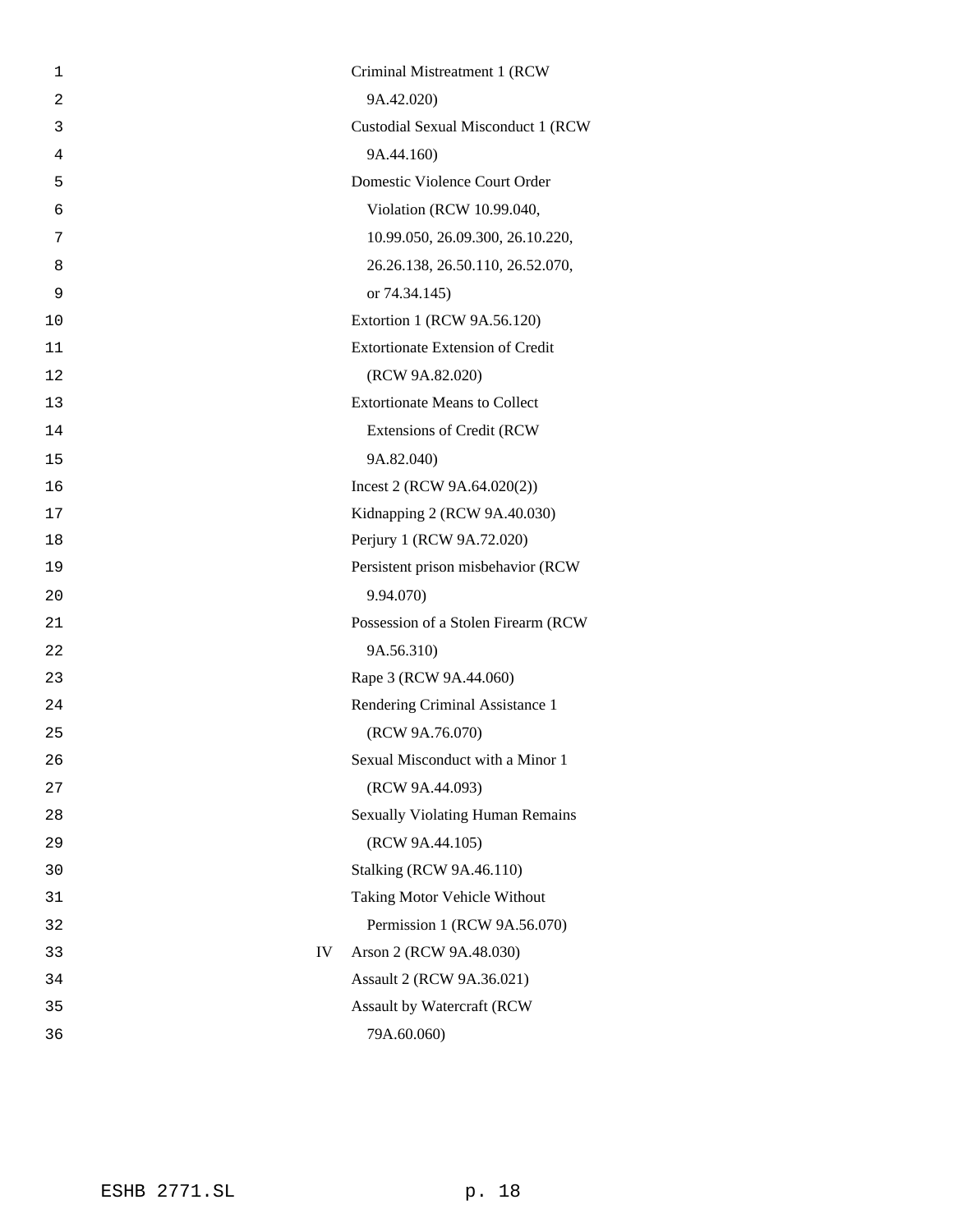| | |
|---|---|
| | Criminal Mistreatment 1 (RCW 9A.42.020) |
| | Custodial Sexual Misconduct 1 (RCW 9A.44.160) |
| | Domestic Violence Court Order Violation (RCW 10.99.040, 10.99.050, 26.09.300, 26.10.220, 26.26.138, 26.50.110, 26.52.070, or 74.34.145) |
| | Extortion 1 (RCW 9A.56.120) |
| | Extortionate Extension of Credit (RCW 9A.82.020) |
| | Extortionate Means to Collect Extensions of Credit (RCW 9A.82.040) |
| | Incest 2 (RCW 9A.64.020(2)) |
| | Kidnapping 2 (RCW 9A.40.030) |
| | Perjury 1 (RCW 9A.72.020) |
| | Persistent prison misbehavior (RCW 9.94.070) |
| | Possession of a Stolen Firearm (RCW 9A.56.310) |
| | Rape 3 (RCW 9A.44.060) |
| | Rendering Criminal Assistance 1 (RCW 9A.76.070) |
| | Sexual Misconduct with a Minor 1 (RCW 9A.44.093) |
| | Sexually Violating Human Remains (RCW 9A.44.105) |
| | Stalking (RCW 9A.46.110) |
| | Taking Motor Vehicle Without Permission 1 (RCW 9A.56.070) |
| IV | Arson 2 (RCW 9A.48.030) |
| | Assault 2 (RCW 9A.36.021) |
| | Assault by Watercraft (RCW 79A.60.060) |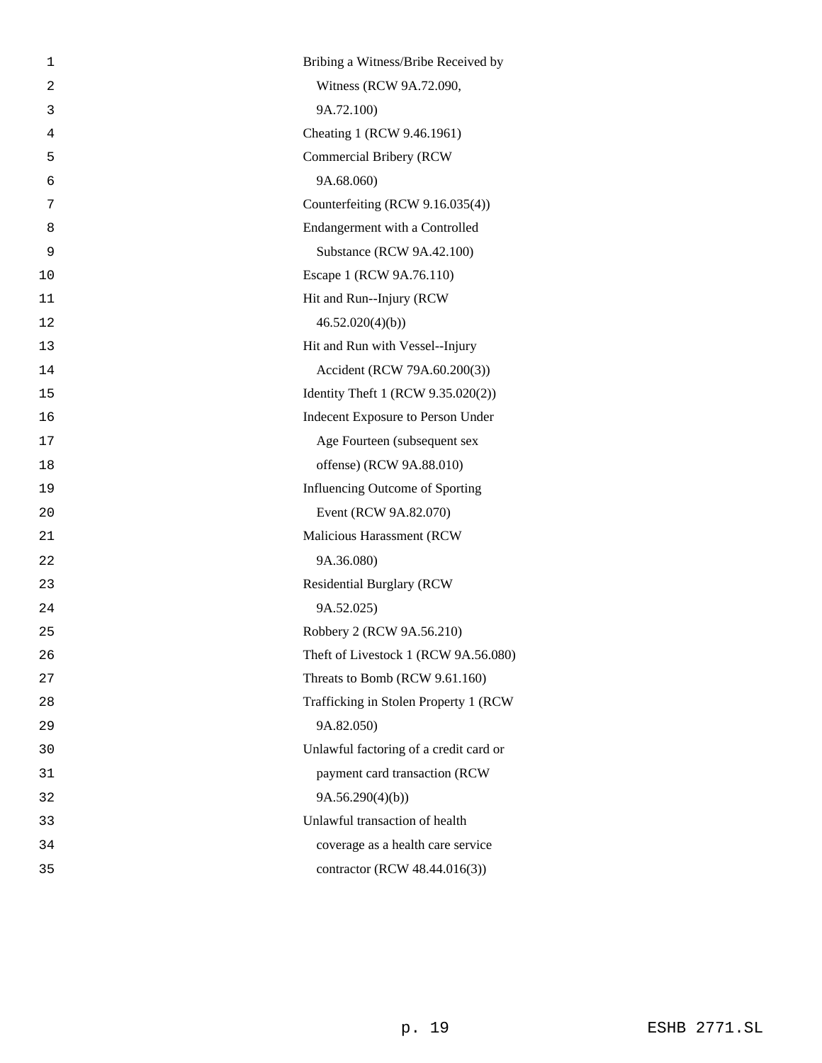Bribing a Witness/Bribe Received by Witness (RCW 9A.72.090, 9A.72.100)

Cheating 1 (RCW 9.46.1961)

Commercial Bribery (RCW 9A.68.060)

Counterfeiting (RCW 9.16.035(4))

Endangerment with a Controlled Substance (RCW 9A.42.100)

Escape 1 (RCW 9A.76.110)

Hit and Run--Injury (RCW 46.52.020(4)(b))

Hit and Run with Vessel--Injury Accident (RCW 79A.60.200(3))

Identity Theft 1 (RCW 9.35.020(2))

Indecent Exposure to Person Under Age Fourteen (subsequent sex offense) (RCW 9A.88.010)

Influencing Outcome of Sporting Event (RCW 9A.82.070)

Malicious Harassment (RCW 9A.36.080)

Residential Burglary (RCW 9A.52.025)

Robbery 2 (RCW 9A.56.210)

Theft of Livestock 1 (RCW 9A.56.080)

Threats to Bomb (RCW 9.61.160)

Trafficking in Stolen Property 1 (RCW 9A.82.050)

Unlawful factoring of a credit card or payment card transaction (RCW 9A.56.290(4)(b))

Unlawful transaction of health coverage as a health care service contractor (RCW 48.44.016(3))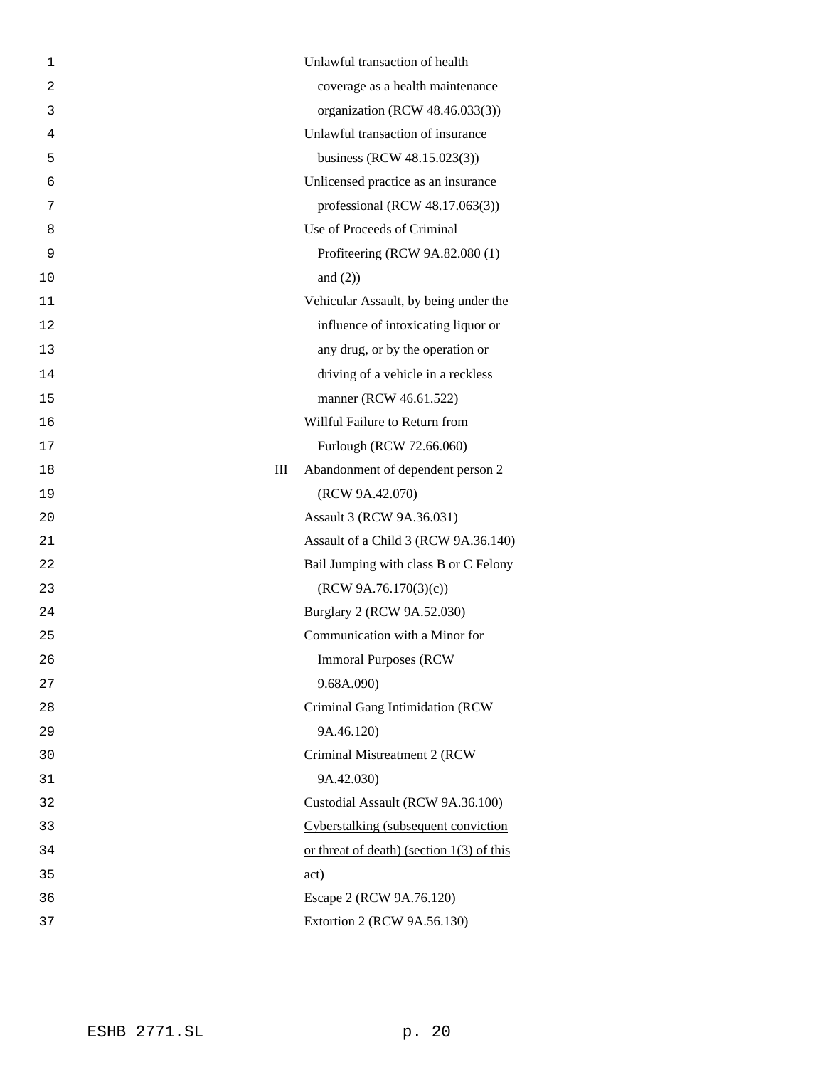| | |
|---|---|
| | Unlawful transaction of health coverage as a health maintenance organization (RCW 48.46.033(3)) |
| | Unlawful transaction of insurance business (RCW 48.15.023(3)) |
| | Unlicensed practice as an insurance professional (RCW 48.17.063(3)) |
| | Use of Proceeds of Criminal Profiteering (RCW 9A.82.080 (1) and (2)) |
| | Vehicular Assault, by being under the influence of intoxicating liquor or any drug, or by the operation or driving of a vehicle in a reckless manner (RCW 46.61.522) |
| | Willful Failure to Return from Furlough (RCW 72.66.060) |
| III | Abandonment of dependent person 2 (RCW 9A.42.070) |
| | Assault 3 (RCW 9A.36.031) |
| | Assault of a Child 3 (RCW 9A.36.140) |
| | Bail Jumping with class B or C Felony (RCW 9A.76.170(3)(c)) |
| | Burglary 2 (RCW 9A.52.030) |
| | Communication with a Minor for Immoral Purposes (RCW 9.68A.090) |
| | Criminal Gang Intimidation (RCW 9A.46.120) |
| | Criminal Mistreatment 2 (RCW 9A.42.030) |
| | Custodial Assault (RCW 9A.36.100) |
| | <u>Cyberstalking (subsequent conviction or threat of death) (section 1(3) of this act)</u> |
| | Escape 2 (RCW 9A.76.120) |
| | Extortion 2 (RCW 9A.56.130) |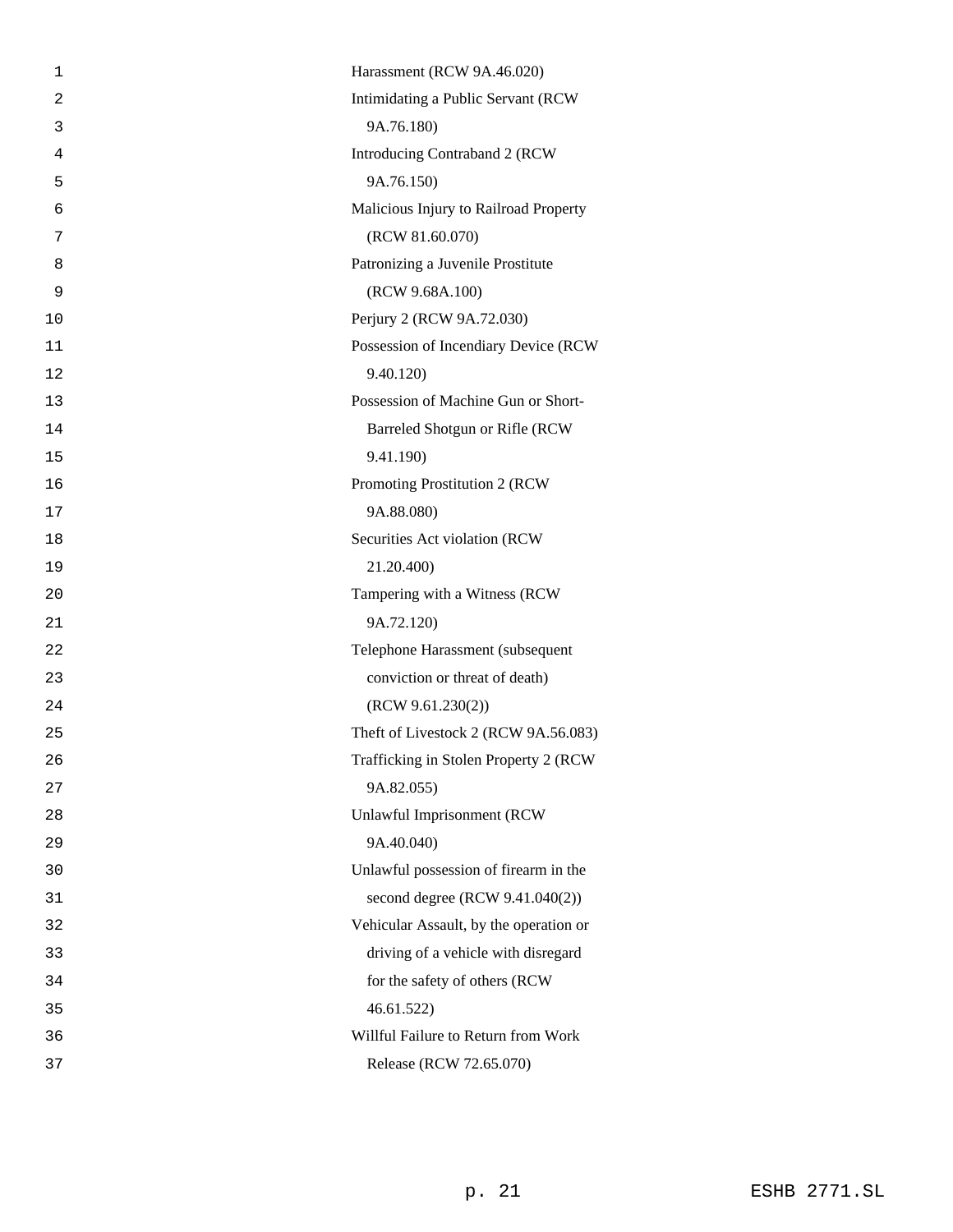Harassment (RCW 9A.46.020)

Intimidating a Public Servant (RCW 9A.76.180)

Introducing Contraband 2 (RCW 9A.76.150)

Malicious Injury to Railroad Property (RCW 81.60.070)

Patronizing a Juvenile Prostitute (RCW 9.68A.100)

Perjury 2 (RCW 9A.72.030)

Possession of Incendiary Device (RCW 9.40.120)

Possession of Machine Gun or Short-Barreled Shotgun or Rifle (RCW 9.41.190)

Promoting Prostitution 2 (RCW 9A.88.080)

Securities Act violation (RCW 21.20.400)

Tampering with a Witness (RCW 9A.72.120)

Telephone Harassment (subsequent conviction or threat of death) (RCW 9.61.230(2))

Theft of Livestock 2 (RCW 9A.56.083)

Trafficking in Stolen Property 2 (RCW 9A.82.055)

Unlawful Imprisonment (RCW 9A.40.040)

Unlawful possession of firearm in the second degree (RCW 9.41.040(2))

Vehicular Assault, by the operation or driving of a vehicle with disregard for the safety of others (RCW 46.61.522)

Willful Failure to Return from Work Release (RCW 72.65.070)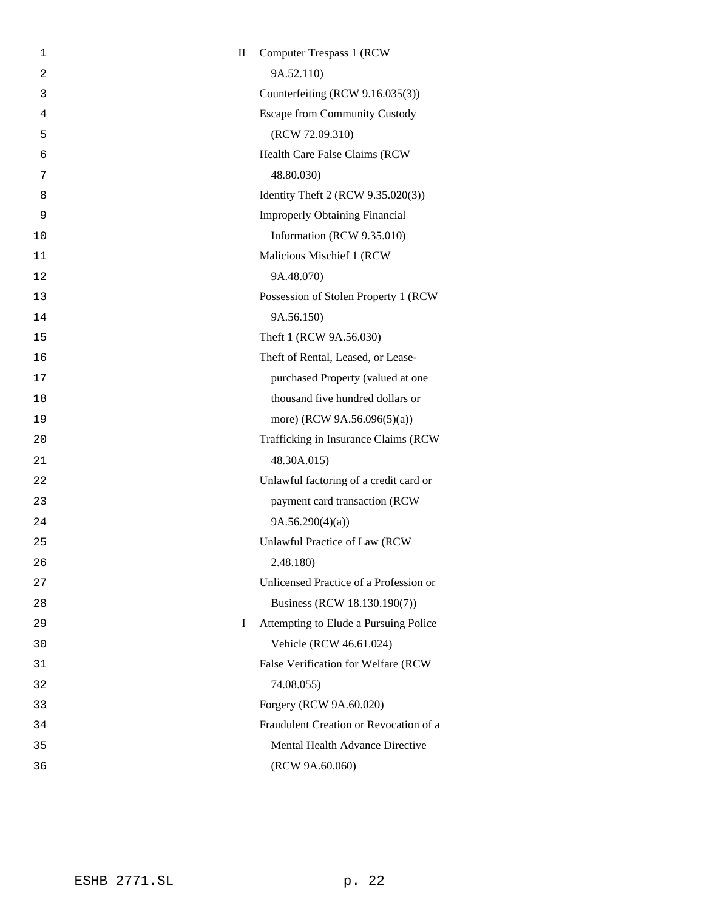| | |
|---|---|
| II | Computer Trespass 1 (RCW 9A.52.110) |
| | Counterfeiting (RCW 9.16.035(3)) |
| | Escape from Community Custody (RCW 72.09.310) |
| | Health Care False Claims (RCW 48.80.030) |
| | Identity Theft 2 (RCW 9.35.020(3)) |
| | Improperly Obtaining Financial Information (RCW 9.35.010) |
| | Malicious Mischief 1 (RCW 9A.48.070) |
| | Possession of Stolen Property 1 (RCW 9A.56.150) |
| | Theft 1 (RCW 9A.56.030) |
| | Theft of Rental, Leased, or Lease-purchased Property (valued at one thousand five hundred dollars or more) (RCW 9A.56.096(5)(a)) |
| | Trafficking in Insurance Claims (RCW 48.30A.015) |
| | Unlawful factoring of a credit card or payment card transaction (RCW 9A.56.290(4)(a)) |
| | Unlawful Practice of Law (RCW 2.48.180) |
| | Unlicensed Practice of a Profession or Business (RCW 18.130.190(7)) |
| I | Attempting to Elude a Pursuing Police Vehicle (RCW 46.61.024) |
| | False Verification for Welfare (RCW 74.08.055) |
| | Forgery (RCW 9A.60.020) |
| | Fraudulent Creation or Revocation of a Mental Health Advance Directive (RCW 9A.60.060) |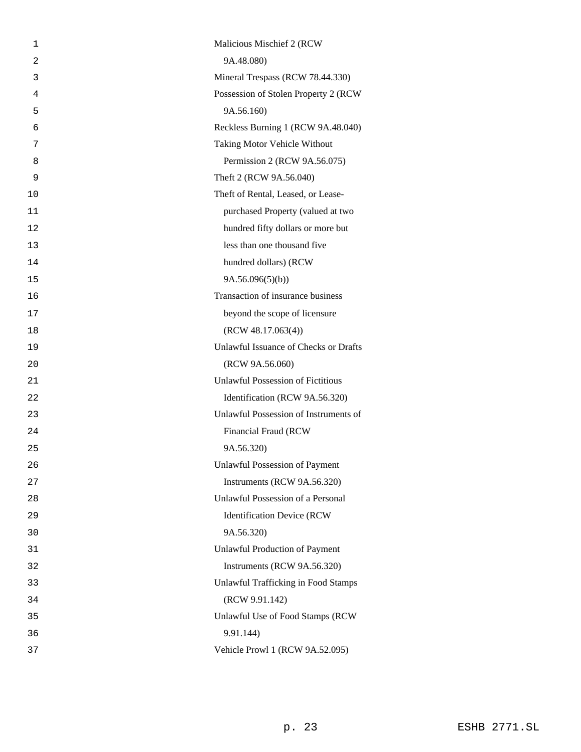Malicious Mischief 2 (RCW 9A.48.080)

Mineral Trespass (RCW 78.44.330)

Possession of Stolen Property 2 (RCW 9A.56.160)

Reckless Burning 1 (RCW 9A.48.040)

Taking Motor Vehicle Without Permission 2 (RCW 9A.56.075)

Theft 2 (RCW 9A.56.040)

Theft of Rental, Leased, or Lease-purchased Property (valued at two hundred fifty dollars or more but less than one thousand five hundred dollars) (RCW 9A.56.096(5)(b))

Transaction of insurance business beyond the scope of licensure (RCW 48.17.063(4))

Unlawful Issuance of Checks or Drafts (RCW 9A.56.060)

Unlawful Possession of Fictitious Identification (RCW 9A.56.320)

Unlawful Possession of Instruments of Financial Fraud (RCW 9A.56.320)

Unlawful Possession of Payment Instruments (RCW 9A.56.320)

Unlawful Possession of a Personal Identification Device (RCW 9A.56.320)

Unlawful Production of Payment Instruments (RCW 9A.56.320)

Unlawful Trafficking in Food Stamps (RCW 9.91.142)

Unlawful Use of Food Stamps (RCW 9.91.144)

Vehicle Prowl 1 (RCW 9A.52.095)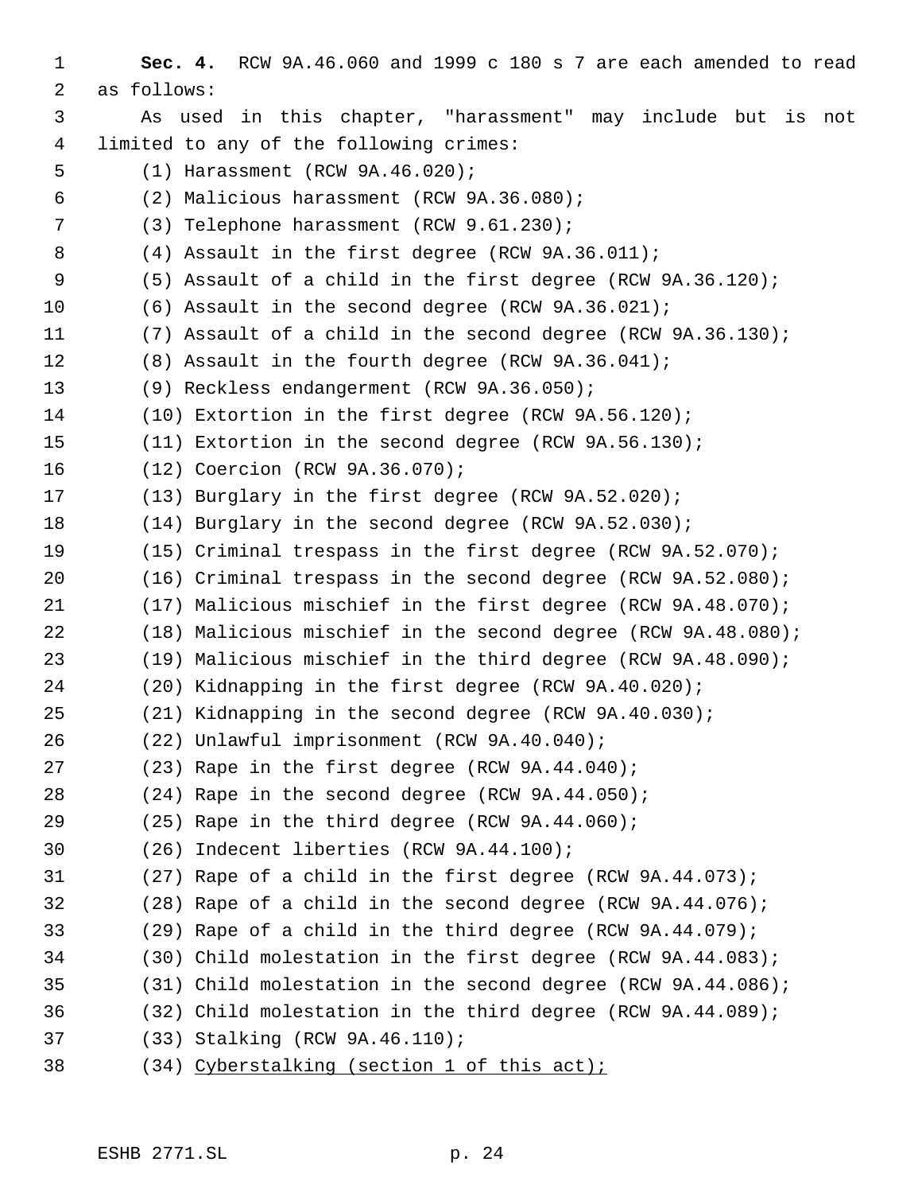**Sec. 4.** RCW 9A.46.060 and 1999 c 180 s 7 are each amended to read as follows:

As used in this chapter, "harassment" may include but is not limited to any of the following crimes:

(1) Harassment (RCW 9A.46.020);

(2) Malicious harassment (RCW 9A.36.080);

(3) Telephone harassment (RCW 9.61.230);

(4) Assault in the first degree (RCW 9A.36.011);

(5) Assault of a child in the first degree (RCW 9A.36.120);

(6) Assault in the second degree (RCW 9A.36.021);

(7) Assault of a child in the second degree (RCW 9A.36.130);

(8) Assault in the fourth degree (RCW 9A.36.041);

(9) Reckless endangerment (RCW 9A.36.050);

(10) Extortion in the first degree (RCW 9A.56.120);

(11) Extortion in the second degree (RCW 9A.56.130);

(12) Coercion (RCW 9A.36.070);

(13) Burglary in the first degree (RCW 9A.52.020);

(14) Burglary in the second degree (RCW 9A.52.030);

(15) Criminal trespass in the first degree (RCW 9A.52.070);

(16) Criminal trespass in the second degree (RCW 9A.52.080);

(17) Malicious mischief in the first degree (RCW 9A.48.070);

(18) Malicious mischief in the second degree (RCW 9A.48.080);

(19) Malicious mischief in the third degree (RCW 9A.48.090);

(20) Kidnapping in the first degree (RCW 9A.40.020);

(21) Kidnapping in the second degree (RCW 9A.40.030);

(22) Unlawful imprisonment (RCW 9A.40.040);

(23) Rape in the first degree (RCW 9A.44.040);

(24) Rape in the second degree (RCW 9A.44.050);

(25) Rape in the third degree (RCW 9A.44.060);

(26) Indecent liberties (RCW 9A.44.100);

(27) Rape of a child in the first degree (RCW 9A.44.073);

(28) Rape of a child in the second degree (RCW 9A.44.076);

(29) Rape of a child in the third degree (RCW 9A.44.079);

(30) Child molestation in the first degree (RCW 9A.44.083);

(31) Child molestation in the second degree (RCW 9A.44.086);

(32) Child molestation in the third degree (RCW 9A.44.089);

(33) Stalking (RCW 9A.46.110);

(34) <u>Cyberstalking (section 1 of this act);</u>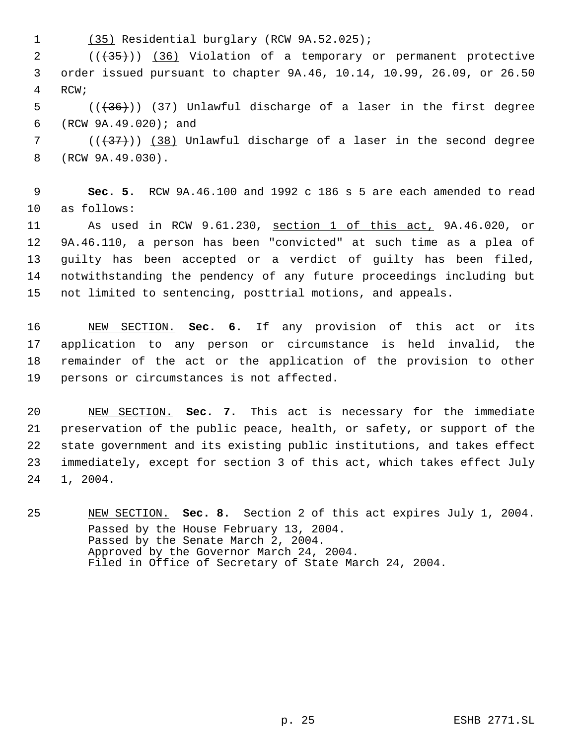(35) Residential burglary (RCW 9A.52.025);

(((35))) (36) Violation of a temporary or permanent protective order issued pursuant to chapter 9A.46, 10.14, 10.99, 26.09, or 26.50 RCW;

(((36))) (37) Unlawful discharge of a laser in the first degree (RCW 9A.49.020); and

(((37))) (38) Unlawful discharge of a laser in the second degree (RCW 9A.49.030).

**Sec. 5.** RCW 9A.46.100 and 1992 c 186 s 5 are each amended to read as follows:

As used in RCW 9.61.230, section 1 of this act, 9A.46.020, or 9A.46.110, a person has been "convicted" at such time as a plea of guilty has been accepted or a verdict of guilty has been filed, notwithstanding the pendency of any future proceedings including but not limited to sentencing, posttrial motions, and appeals.

NEW SECTION. **Sec. 6.** If any provision of this act or its application to any person or circumstance is held invalid, the remainder of the act or the application of the provision to other persons or circumstances is not affected.

NEW SECTION. **Sec. 7.** This act is necessary for the immediate preservation of the public peace, health, or safety, or support of the state government and its existing public institutions, and takes effect immediately, except for section 3 of this act, which takes effect July 1, 2004.

NEW SECTION. **Sec. 8.** Section 2 of this act expires July 1, 2004.

Passed by the House February 13, 2004.
Passed by the Senate March 2, 2004.
Approved by the Governor March 24, 2004.
Filed in Office of Secretary of State March 24, 2004.